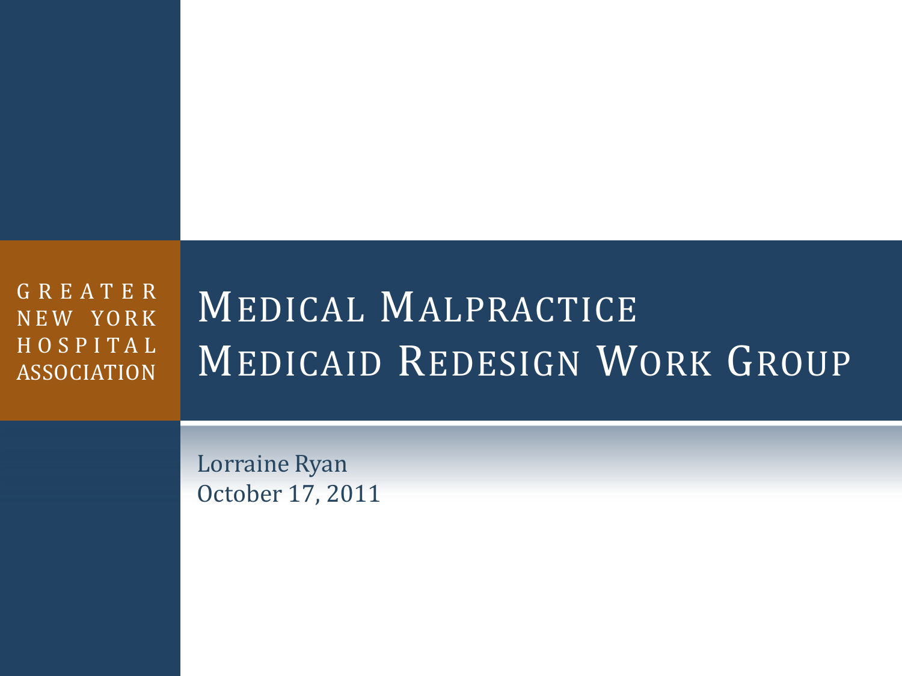GREATER NEW YORK HOSPITAL ASSOCIATION

# Medical Malpractice Medicaid Redesign Work Group

Lorraine Ryan
October 17, 2011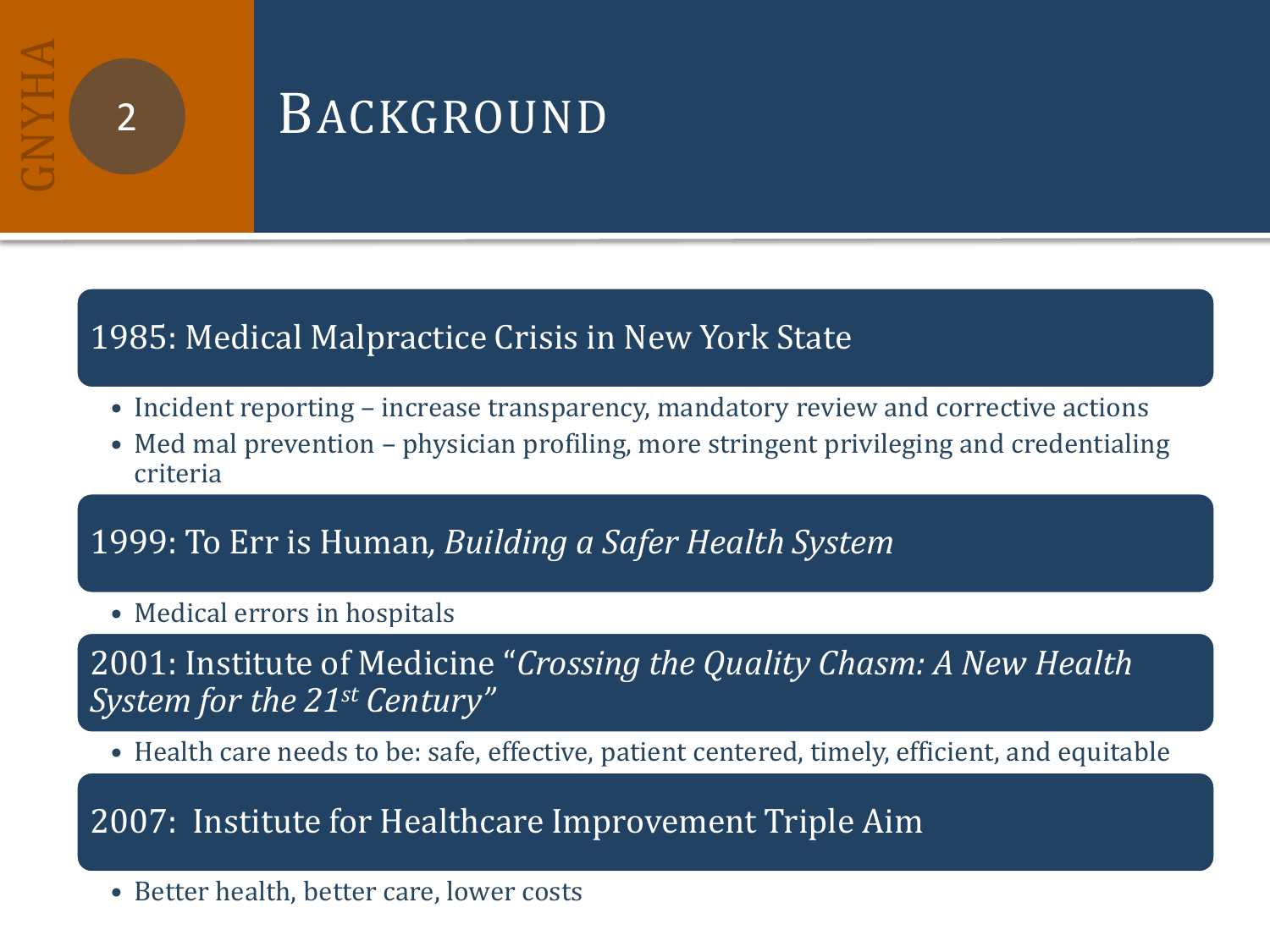# Background

## 1985: Medical Malpractice Crisis in New York State

- Incident reporting – increase transparency, mandatory review and corrective actions
- Med mal prevention – physician profiling, more stringent privileging and credentialing criteria

## 1999: To Err is Human*, Building a Safer Health System*

- Medical errors in hospitals

## 2001: Institute of Medicine "*Crossing the Quality Chasm: A New Health System for the 21st Century*"

- Health care needs to be: safe, effective, patient centered, timely, efficient, and equitable

## 2007: Institute for Healthcare Improvement Triple Aim

- Better health, better care, lower costs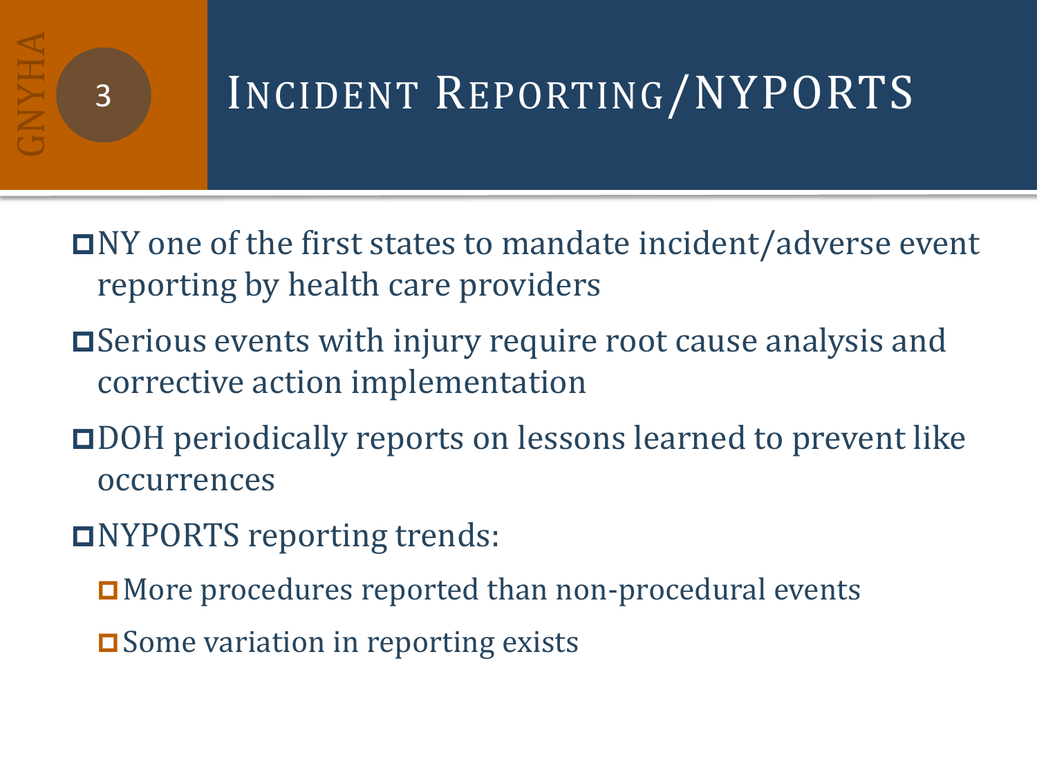# Incident Reporting/NYPORTS

- NY one of the first states to mandate incident/adverse event reporting by health care providers
- Serious events with injury require root cause analysis and corrective action implementation
- DOH periodically reports on lessons learned to prevent like occurrences
- NYPORTS reporting trends:
  - More procedures reported than non-procedural events
  - Some variation in reporting exists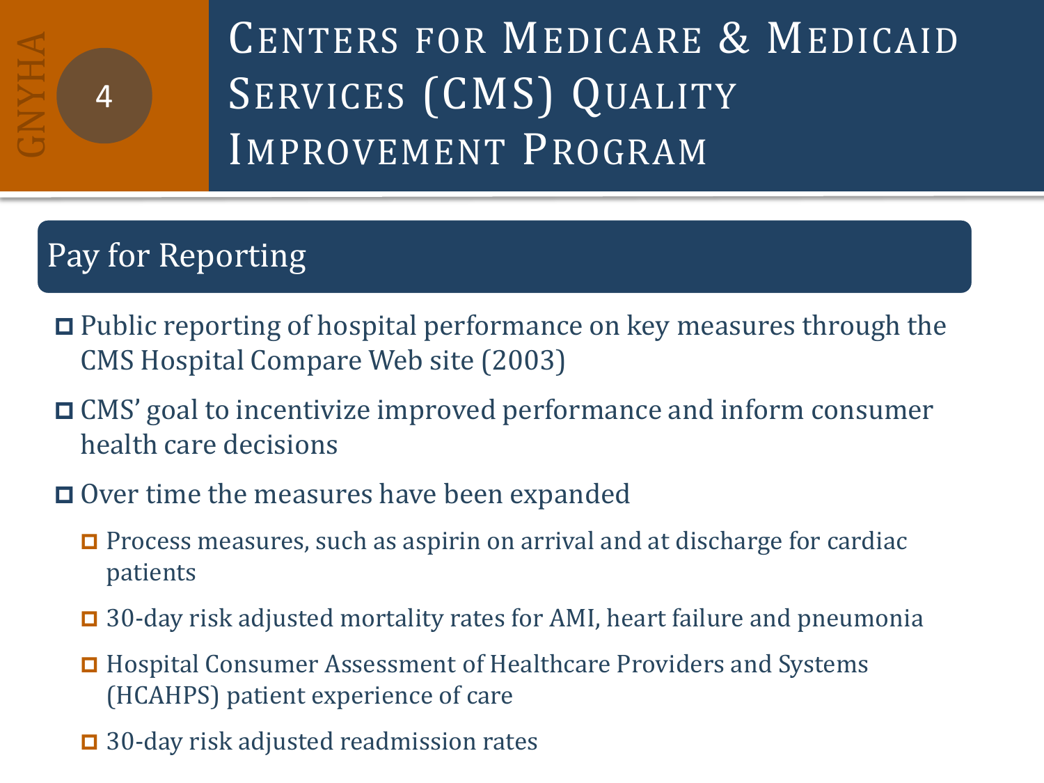# Centers for Medicare & Medicaid Services (CMS) Quality Improvement Program

## Pay for Reporting

- Public reporting of hospital performance on key measures through the CMS Hospital Compare Web site (2003)
- CMS' goal to incentivize improved performance and inform consumer health care decisions
- Over time the measures have been expanded
  - Process measures, such as aspirin on arrival and at discharge for cardiac patients
  - 30-day risk adjusted mortality rates for AMI, heart failure and pneumonia
  - Hospital Consumer Assessment of Healthcare Providers and Systems (HCAHPS) patient experience of care
  - 30-day risk adjusted readmission rates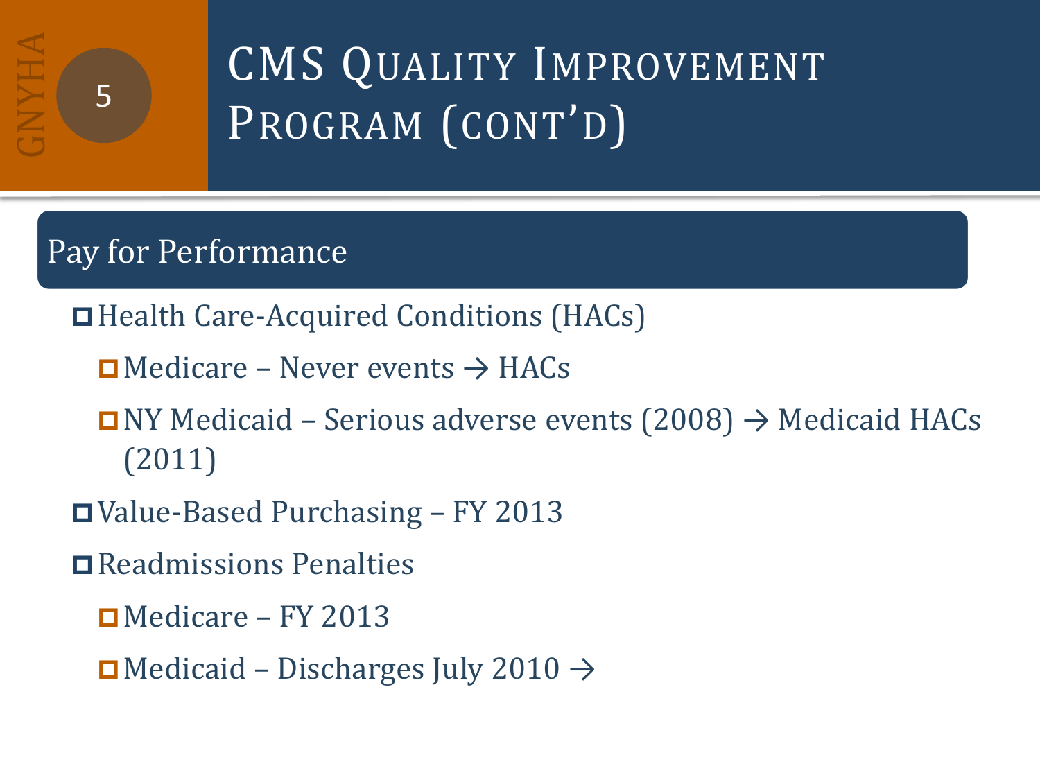# CMS Quality Improvement Program (cont'd)

## Pay for Performance

- Health Care-Acquired Conditions (HACs)
  - Medicare – Never events → HACs
  - NY Medicaid – Serious adverse events (2008) → Medicaid HACs (2011)
- Value-Based Purchasing – FY 2013
- Readmissions Penalties
  - Medicare – FY 2013
  - Medicaid – Discharges July 2010 →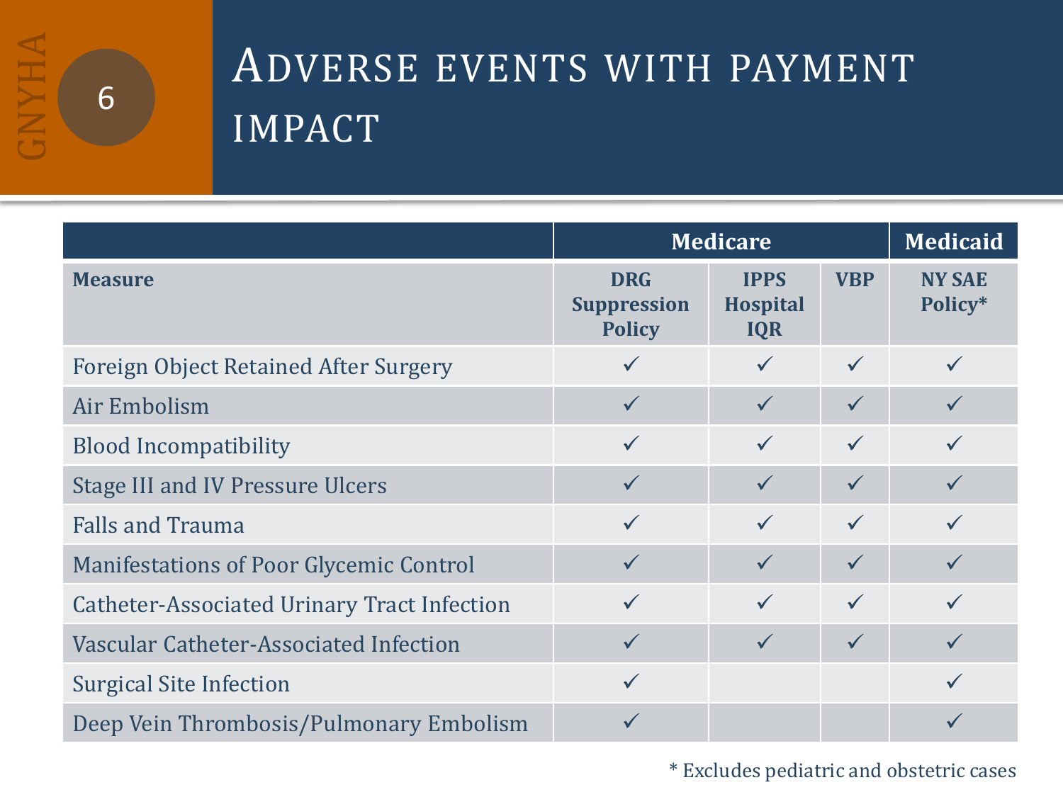# Adverse events with payment impact

| | Medicare | | | Medicaid |
|---|---|---|---|---|
| **Measure** | **DRG Suppression Policy** | **IPPS Hospital IQR** | **VBP** | **NY SAE Policy*** |
| Foreign Object Retained After Surgery | ✓ | ✓ | ✓ | ✓ |
| Air Embolism | ✓ | ✓ | ✓ | ✓ |
| Blood Incompatibility | ✓ | ✓ | ✓ | ✓ |
| Stage III and IV Pressure Ulcers | ✓ | ✓ | ✓ | ✓ |
| Falls and Trauma | ✓ | ✓ | ✓ | ✓ |
| Manifestations of Poor Glycemic Control | ✓ | ✓ | ✓ | ✓ |
| Catheter-Associated Urinary Tract Infection | ✓ | ✓ | ✓ | ✓ |
| Vascular Catheter-Associated Infection | ✓ | ✓ | ✓ | ✓ |
| Surgical Site Infection | ✓ | | | ✓ |
| Deep Vein Thrombosis/Pulmonary Embolism | ✓ | | | ✓ |

* Excludes pediatric and obstetric cases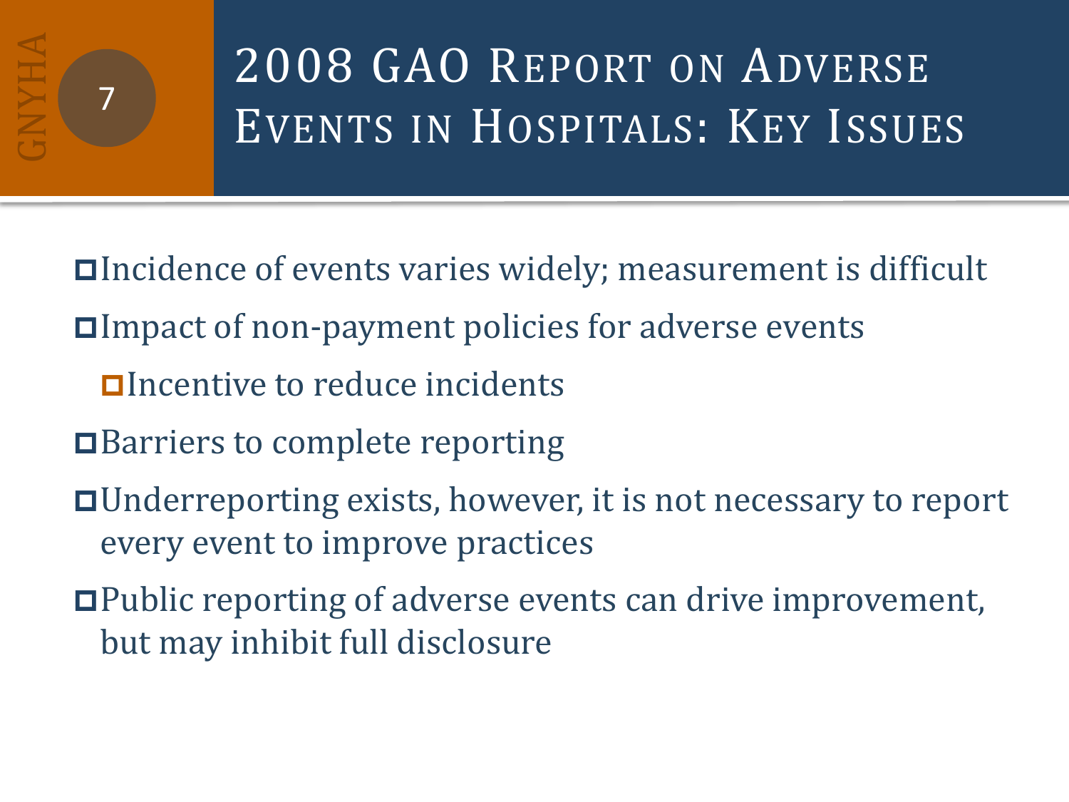# 2008 GAO Report on Adverse Events in Hospitals: Key Issues

- Incidence of events varies widely; measurement is difficult
- Impact of non-payment policies for adverse events
  - Incentive to reduce incidents
- Barriers to complete reporting
- Underreporting exists, however, it is not necessary to report every event to improve practices
- Public reporting of adverse events can drive improvement, but may inhibit full disclosure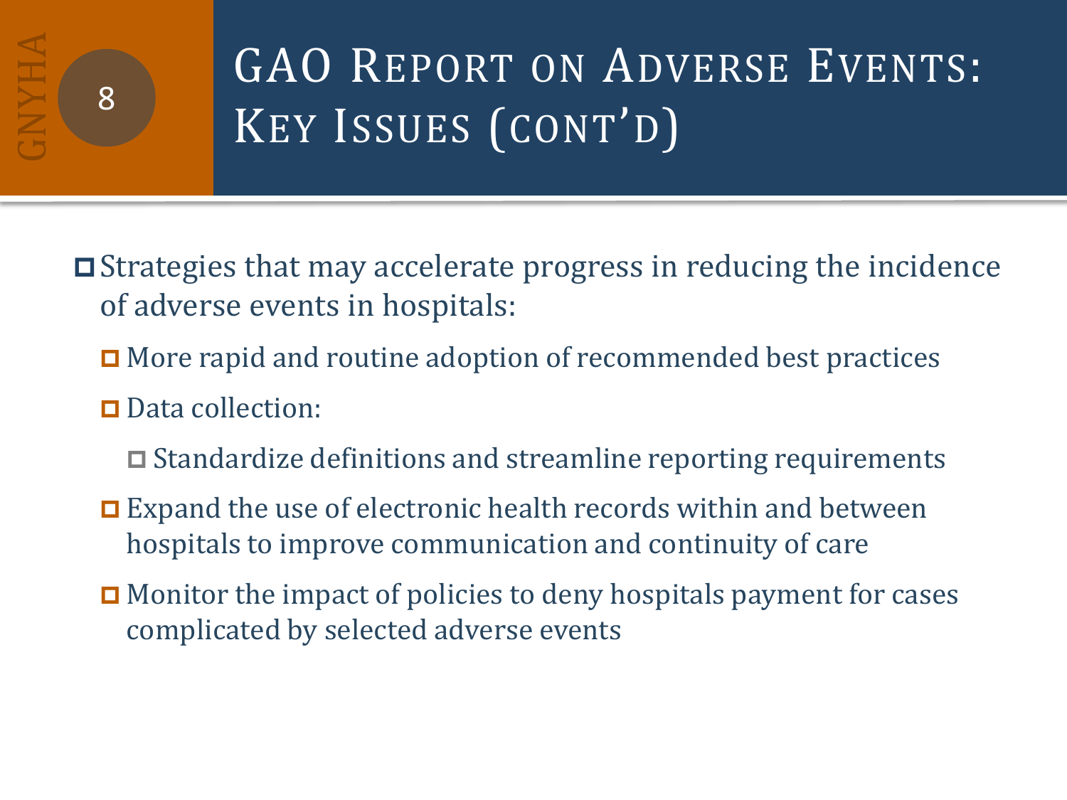# GAO Report on Adverse Events: Key Issues (cont'd)

- Strategies that may accelerate progress in reducing the incidence of adverse events in hospitals:
  - More rapid and routine adoption of recommended best practices
  - Data collection:
    - Standardize definitions and streamline reporting requirements
  - Expand the use of electronic health records within and between hospitals to improve communication and continuity of care
  - Monitor the impact of policies to deny hospitals payment for cases complicated by selected adverse events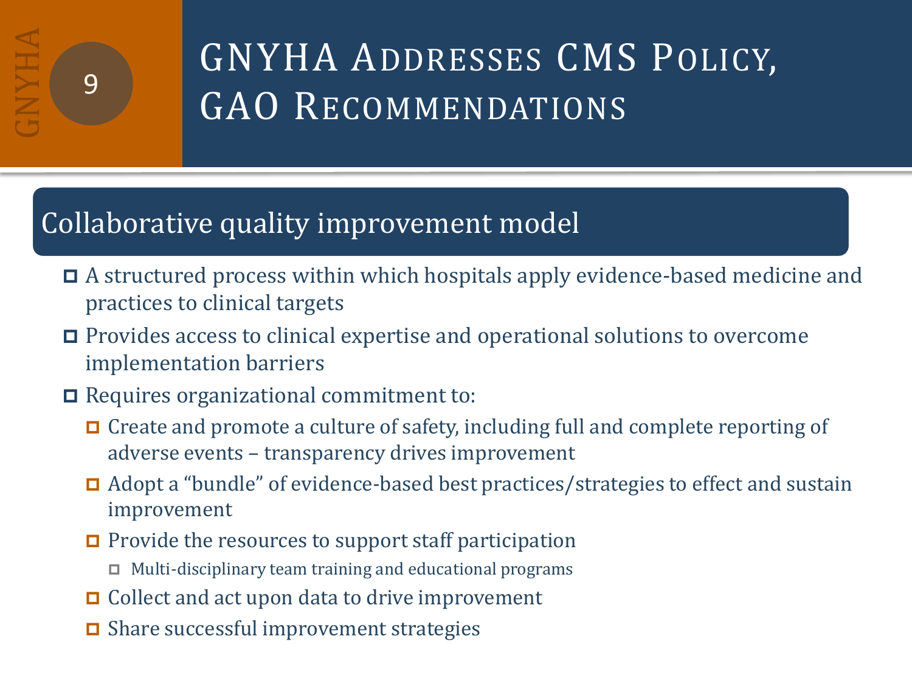# GNYHA Addresses CMS Policy, GAO Recommendations

## Collaborative quality improvement model

- A structured process within which hospitals apply evidence-based medicine and practices to clinical targets
- Provides access to clinical expertise and operational solutions to overcome implementation barriers
- Requires organizational commitment to:
  - Create and promote a culture of safety, including full and complete reporting of adverse events – transparency drives improvement
  - Adopt a "bundle" of evidence-based best practices/strategies to effect and sustain improvement
  - Provide the resources to support staff participation
    - Multi-disciplinary team training and educational programs
  - Collect and act upon data to drive improvement
  - Share successful improvement strategies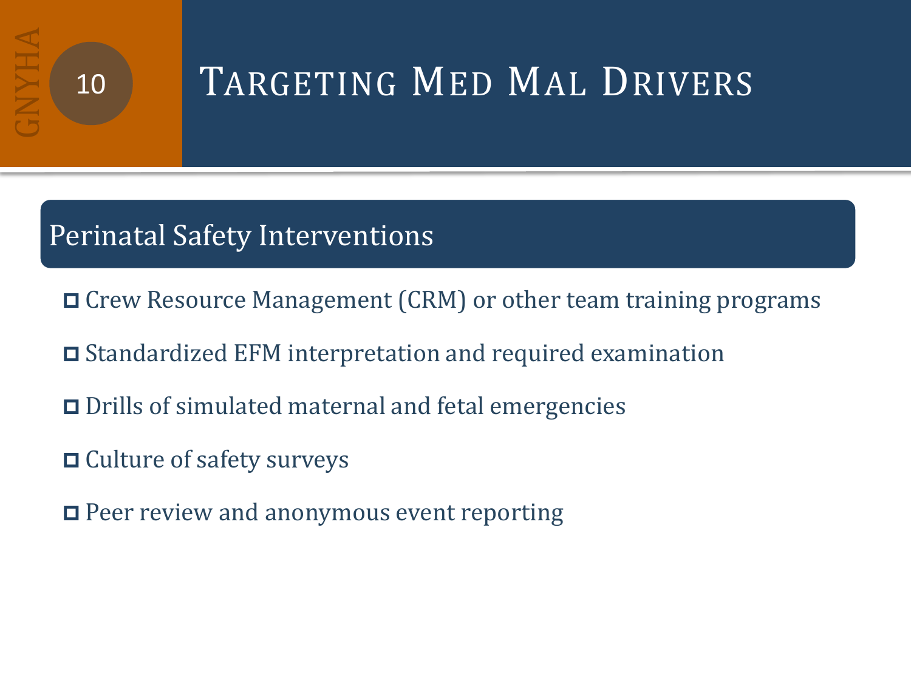# Targeting Med Mal Drivers

## Perinatal Safety Interventions

- Crew Resource Management (CRM) or other team training programs
- Standardized EFM interpretation and required examination
- Drills of simulated maternal and fetal emergencies
- Culture of safety surveys
- Peer review and anonymous event reporting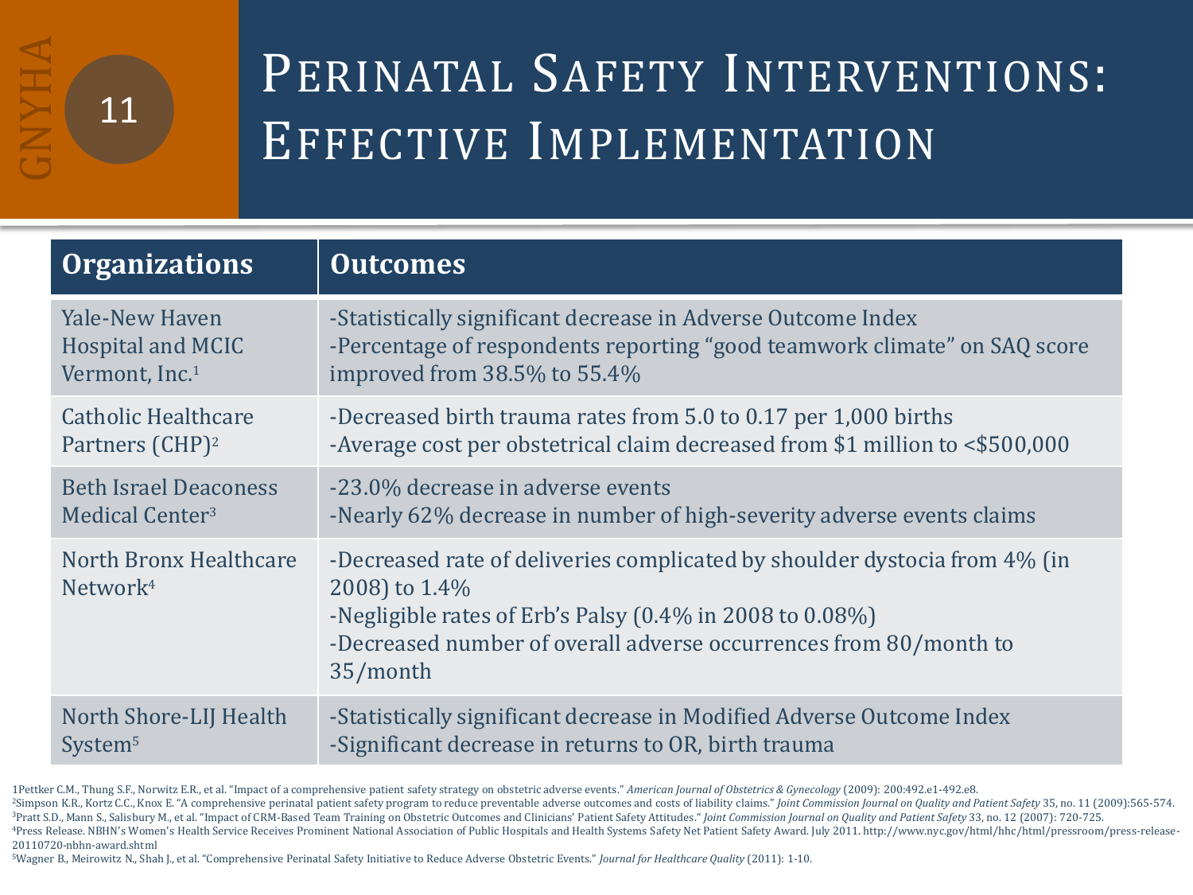# Perinatal Safety Interventions: Effective Implementation

| Organizations | Outcomes |
|---|---|
| Yale-New Haven Hospital and MCIC Vermont, Inc.[1] | -Statistically significant decrease in Adverse Outcome Index<br>-Percentage of respondents reporting "good teamwork climate" on SAQ score improved from 38.5% to 55.4% |
| Catholic Healthcare Partners (CHP)[2] | -Decreased birth trauma rates from 5.0 to 0.17 per 1,000 births<br>-Average cost per obstetrical claim decreased from $1 million to <$500,000 |
| Beth Israel Deaconess Medical Center[3] | -23.0% decrease in adverse events<br>-Nearly 62% decrease in number of high-severity adverse events claims |
| North Bronx Healthcare Network[4] | -Decreased rate of deliveries complicated by shoulder dystocia from 4% (in 2008) to 1.4%<br>-Negligible rates of Erb's Palsy (0.4% in 2008 to 0.08%)<br>-Decreased number of overall adverse occurrences from 80/month to 35/month |
| North Shore-LIJ Health System[5] | -Statistically significant decrease in Modified Adverse Outcome Index<br>-Significant decrease in returns to OR, birth trauma |

1Pettker C.M., Thung S.F., Norwitz E.R., et al. "Impact of a comprehensive patient safety strategy on obstetric adverse events." *American Journal of Obstetrics & Gynecology* (2009): 200:492.e1-492.e8.

[2]Simpson K.R., Kortz C.C., Knox E. "A comprehensive perinatal patient safety program to reduce preventable adverse outcomes and costs of liability claims." *Joint Commission Journal on Quality and Patient Safety* 35, no. 11 (2009):565-574.

[3]Pratt S.D., Mann S., Salisbury M., et al. "Impact of CRM-Based Team Training on Obstetric Outcomes and Clinicians' Patient Safety Attitudes." *Joint Commission Journal on Quality and Patient Safety* 33, no. 12 (2007): 720-725.

[4]Press Release. NBHN's Women's Health Service Receives Prominent National Association of Public Hospitals and Health Systems Safety Net Patient Safety Award. July 2011. http://www.nyc.gov/html/hhc/html/pressroom/press-release-20110720-nbhn-award.shtml

[5]Wagner B., Meirowitz N., Shah J., et al. "Comprehensive Perinatal Safety Initiative to Reduce Adverse Obstetric Events." *Journal for Healthcare Quality* (2011): 1-10.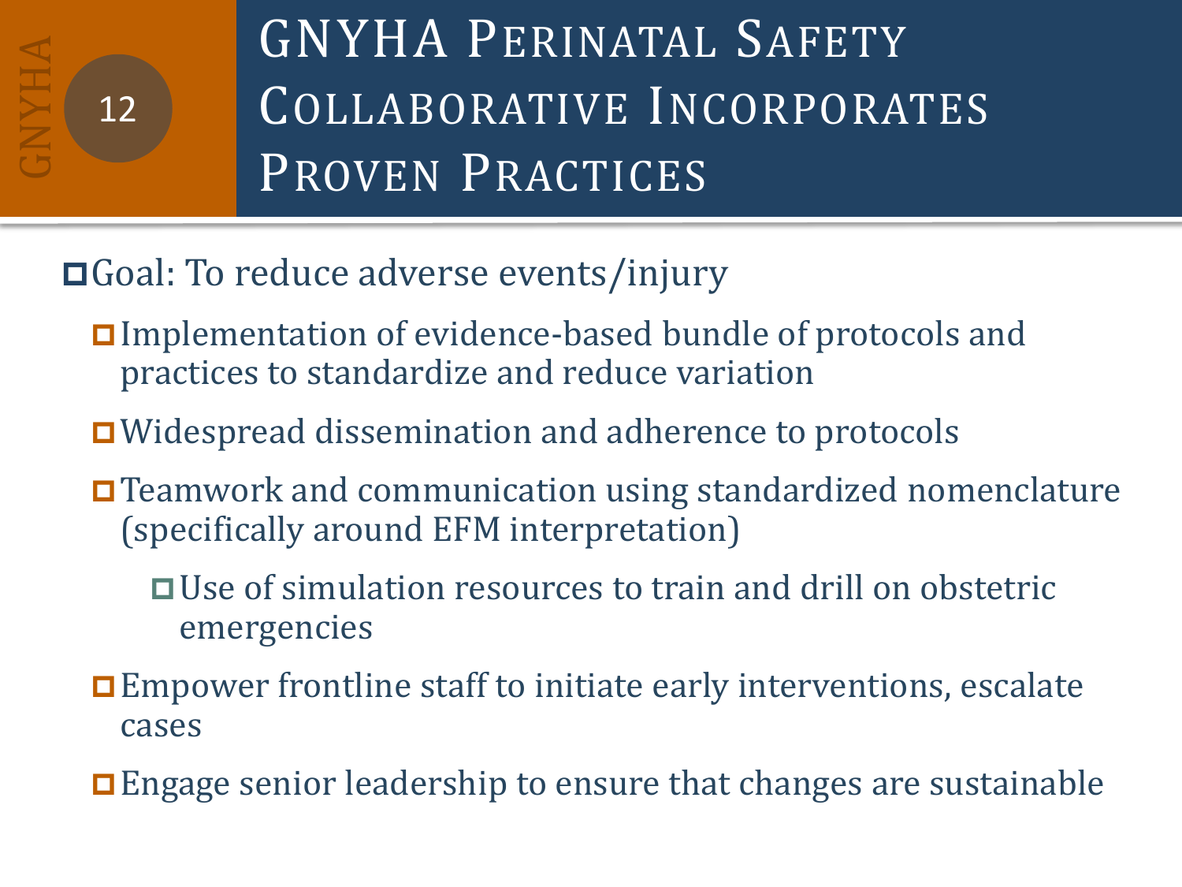# GNYHA Perinatal Safety Collaborative Incorporates Proven Practices

- Goal: To reduce adverse events/injury
  - Implementation of evidence-based bundle of protocols and practices to standardize and reduce variation
  - Widespread dissemination and adherence to protocols
  - Teamwork and communication using standardized nomenclature (specifically around EFM interpretation)
    - Use of simulation resources to train and drill on obstetric emergencies
  - Empower frontline staff to initiate early interventions, escalate cases
  - Engage senior leadership to ensure that changes are sustainable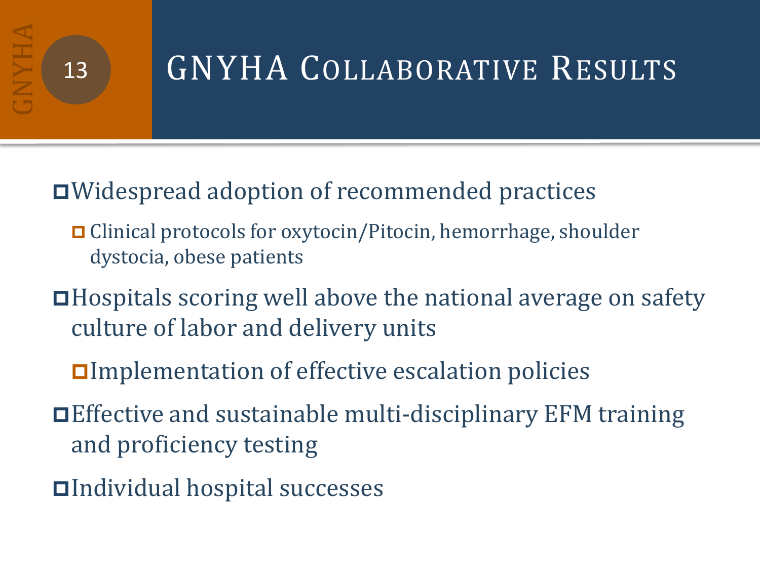# GNYHA Collaborative Results

- Widespread adoption of recommended practices
  - Clinical protocols for oxytocin/Pitocin, hemorrhage, shoulder dystocia, obese patients
- Hospitals scoring well above the national average on safety culture of labor and delivery units
  - Implementation of effective escalation policies
- Effective and sustainable multi-disciplinary EFM training and proficiency testing
- Individual hospital successes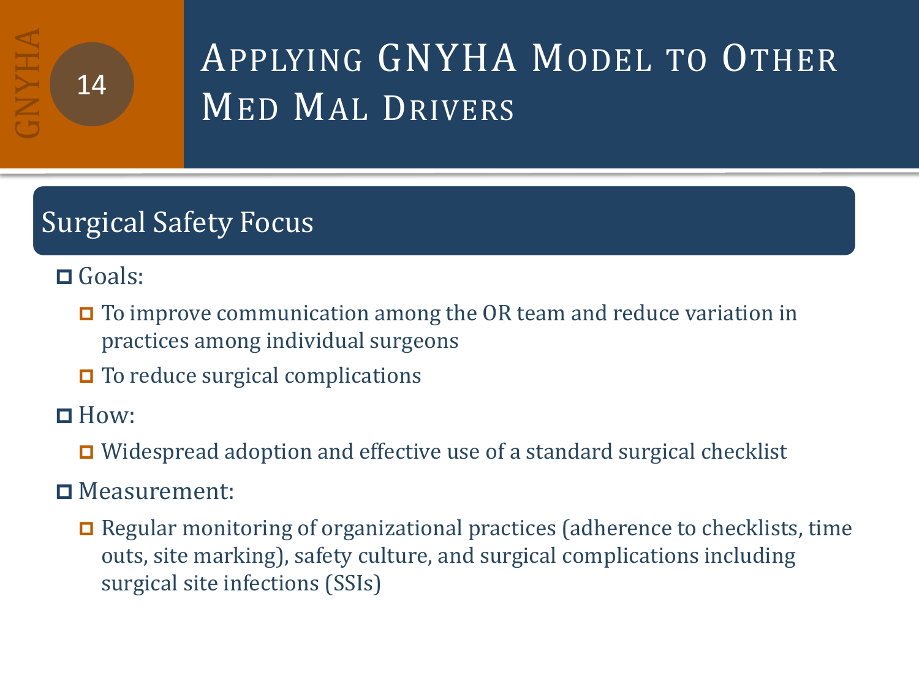# Applying GNYHA Model to Other Med Mal Drivers

## Surgical Safety Focus

- Goals:
  - To improve communication among the OR team and reduce variation in practices among individual surgeons
  - To reduce surgical complications
- How:
  - Widespread adoption and effective use of a standard surgical checklist
- Measurement:
  - Regular monitoring of organizational practices (adherence to checklists, time outs, site marking), safety culture, and surgical complications including surgical site infections (SSIs)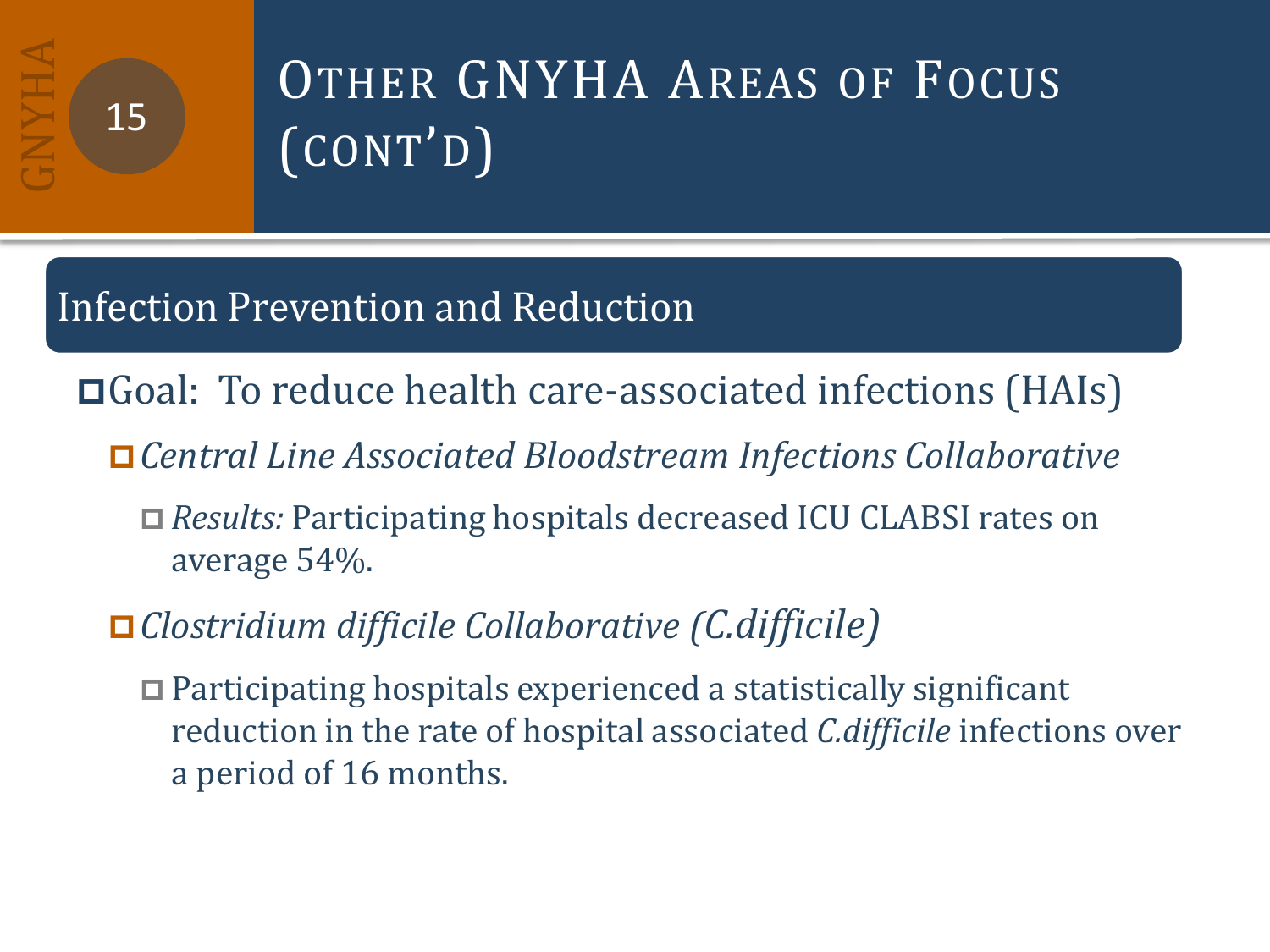# Other GNYHA Areas of Focus (cont'd)

## Infection Prevention and Reduction

- Goal: To reduce health care-associated infections (HAIs)
  - *Central Line Associated Bloodstream Infections Collaborative*
    - *Results:* Participating hospitals decreased ICU CLABSI rates on average 54%.
  - *Clostridium difficile Collaborative (C.difficile)*
    - Participating hospitals experienced a statistically significant reduction in the rate of hospital associated *C.difficile* infections over a period of 16 months.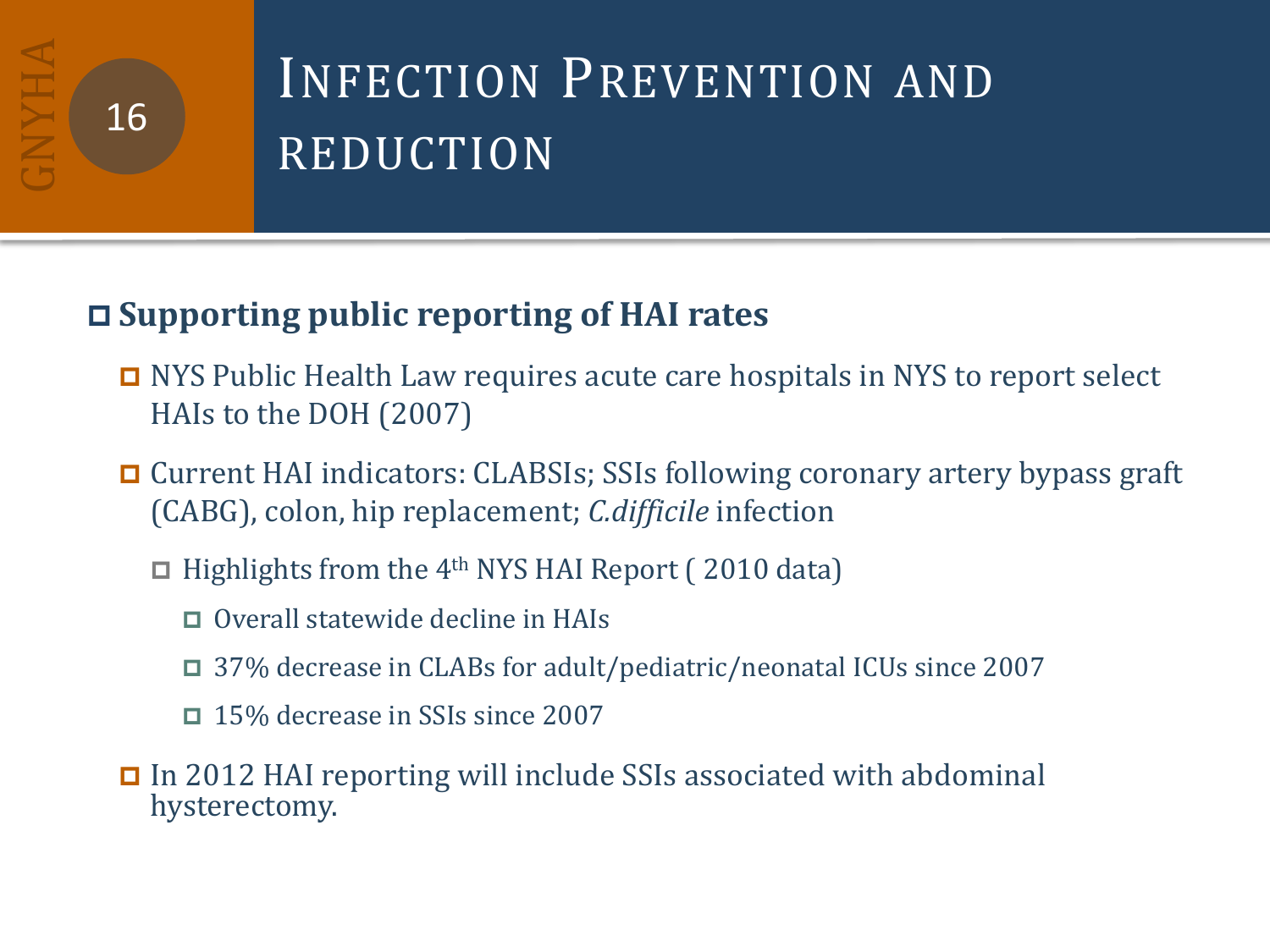# Infection Prevention and reduction

- **Supporting public reporting of HAI rates**
  - NYS Public Health Law requires acute care hospitals in NYS to report select HAIs to the DOH (2007)
  - Current HAI indicators: CLABSIs; SSIs following coronary artery bypass graft (CABG), colon, hip replacement; *C.difficile* infection
    - Highlights from the 4th NYS HAI Report ( 2010 data)
      - Overall statewide decline in HAIs
      - 37% decrease in CLABs for adult/pediatric/neonatal ICUs since 2007
      - 15% decrease in SSIs since 2007
  - In 2012 HAI reporting will include SSIs associated with abdominal hysterectomy.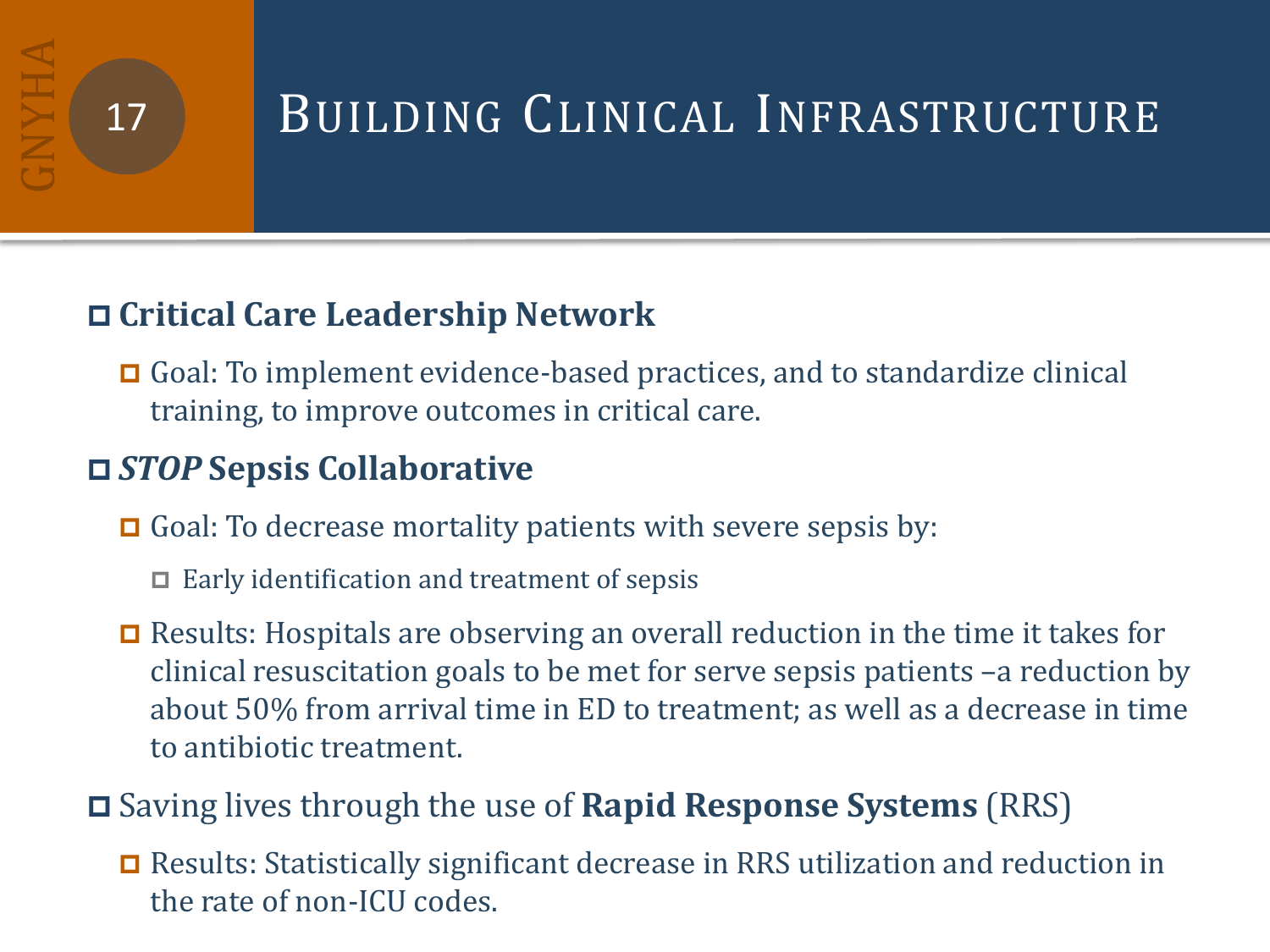# Building Clinical Infrastructure

- **Critical Care Leadership Network**
  - Goal: To implement evidence-based practices, and to standardize clinical training, to improve outcomes in critical care.
- ***STOP* Sepsis Collaborative**
  - Goal: To decrease mortality patients with severe sepsis by:
    - Early identification and treatment of sepsis
  - Results: Hospitals are observing an overall reduction in the time it takes for clinical resuscitation goals to be met for serve sepsis patients –a reduction by about 50% from arrival time in ED to treatment; as well as a decrease in time to antibiotic treatment.
- Saving lives through the use of **Rapid Response Systems** (RRS)
  - Results: Statistically significant decrease in RRS utilization and reduction in the rate of non-ICU codes.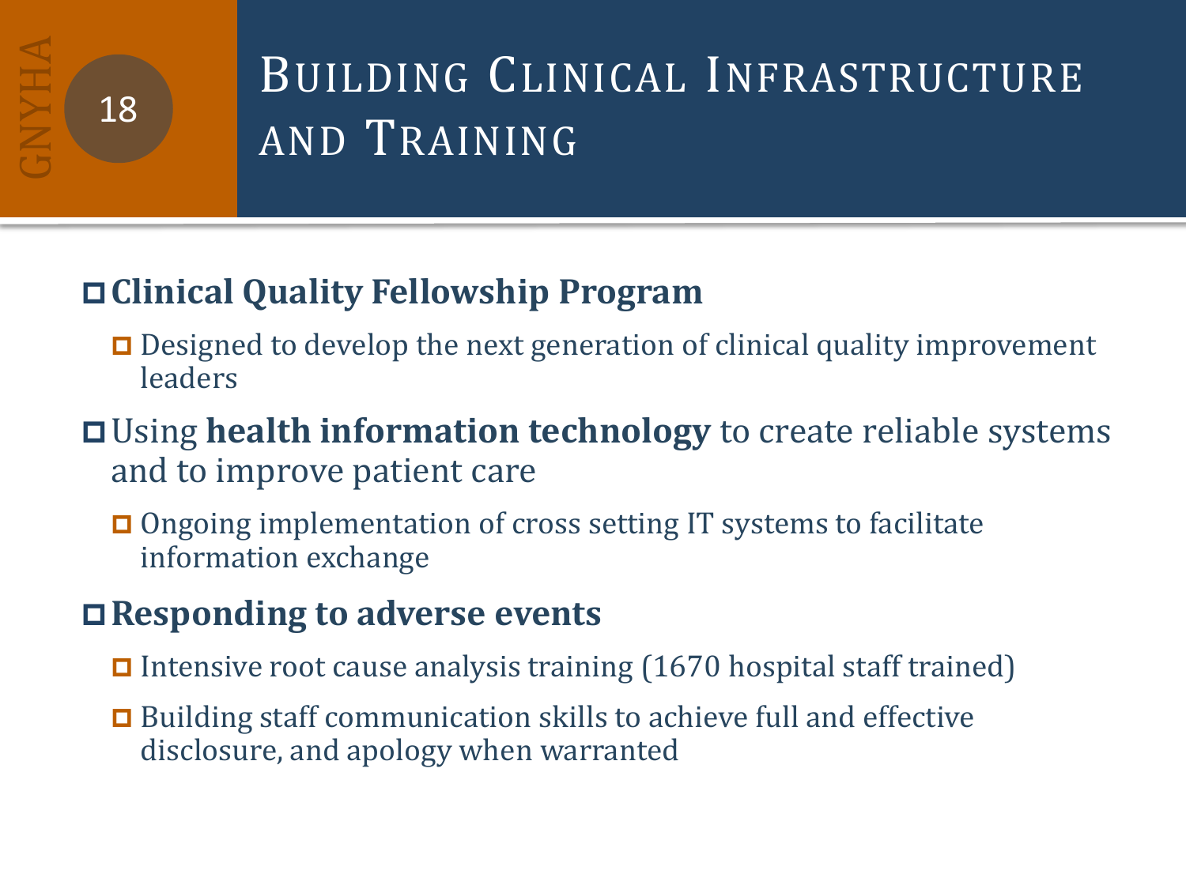# Building Clinical Infrastructure and Training

- **Clinical Quality Fellowship Program**
  - Designed to develop the next generation of clinical quality improvement leaders
- Using **health information technology** to create reliable systems and to improve patient care
  - Ongoing implementation of cross setting IT systems to facilitate information exchange
- **Responding to adverse events**
  - Intensive root cause analysis training (1670 hospital staff trained)
  - Building staff communication skills to achieve full and effective disclosure, and apology when warranted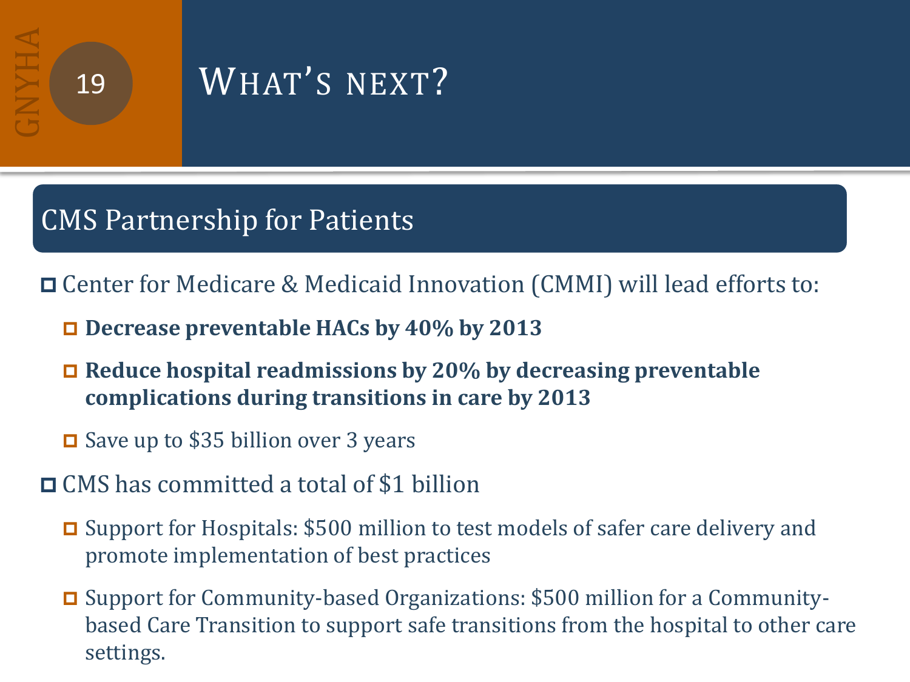# What's next?

## CMS Partnership for Patients

- Center for Medicare & Medicaid Innovation (CMMI) will lead efforts to:
  - **Decrease preventable HACs by 40% by 2013**
  - **Reduce hospital readmissions by 20% by decreasing preventable complications during transitions in care by 2013**
  - Save up to $35 billion over 3 years
- CMS has committed a total of $1 billion
  - Support for Hospitals: $500 million to test models of safer care delivery and promote implementation of best practices
  - Support for Community-based Organizations: $500 million for a Community-based Care Transition to support safe transitions from the hospital to other care settings.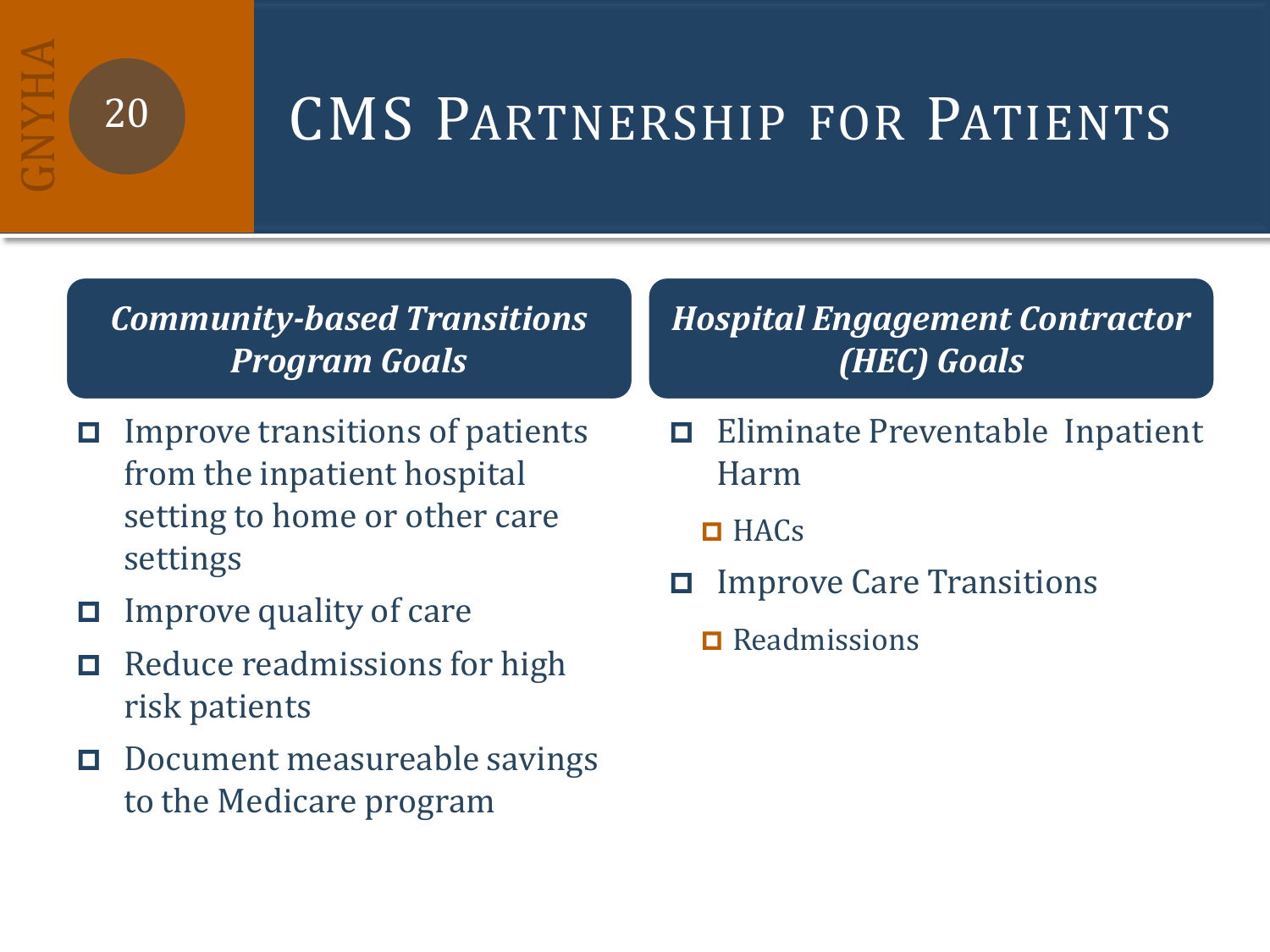# CMS Partnership for Patients

## *Community-based Transitions Program Goals*

- Improve transitions of patients from the inpatient hospital setting to home or other care settings
- Improve quality of care
- Reduce readmissions for high risk patients
- Document measureable savings to the Medicare program

## *Hospital Engagement Contractor (HEC) Goals*

- Eliminate Preventable Inpatient Harm
  - HACs
- Improve Care Transitions
  - Readmissions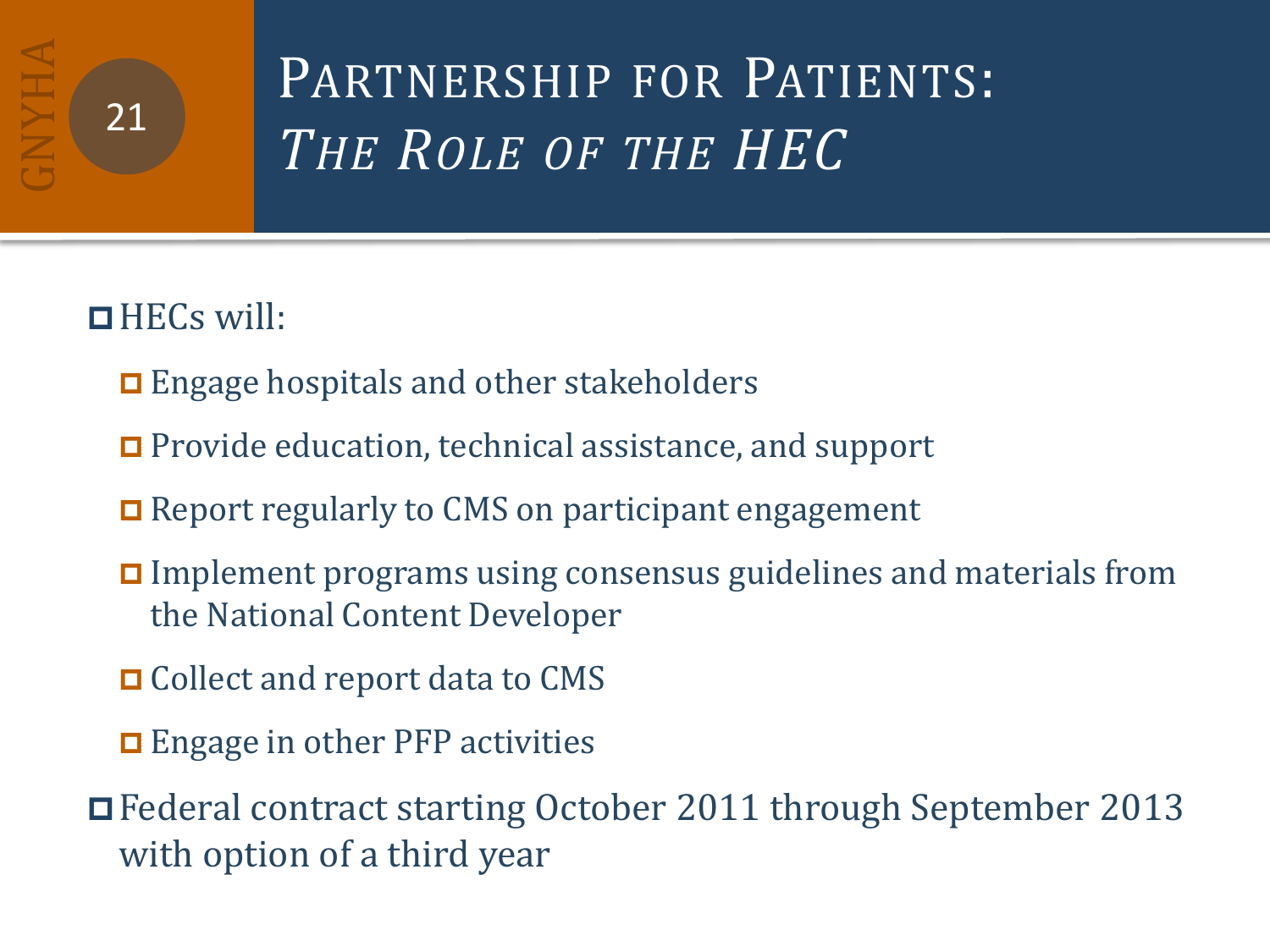# Partnership for Patients: *The Role of the HEC*

- HECs will:
  - Engage hospitals and other stakeholders
  - Provide education, technical assistance, and support
  - Report regularly to CMS on participant engagement
  - Implement programs using consensus guidelines and materials from the National Content Developer
  - Collect and report data to CMS
  - Engage in other PFP activities
- Federal contract starting October 2011 through September 2013 with option of a third year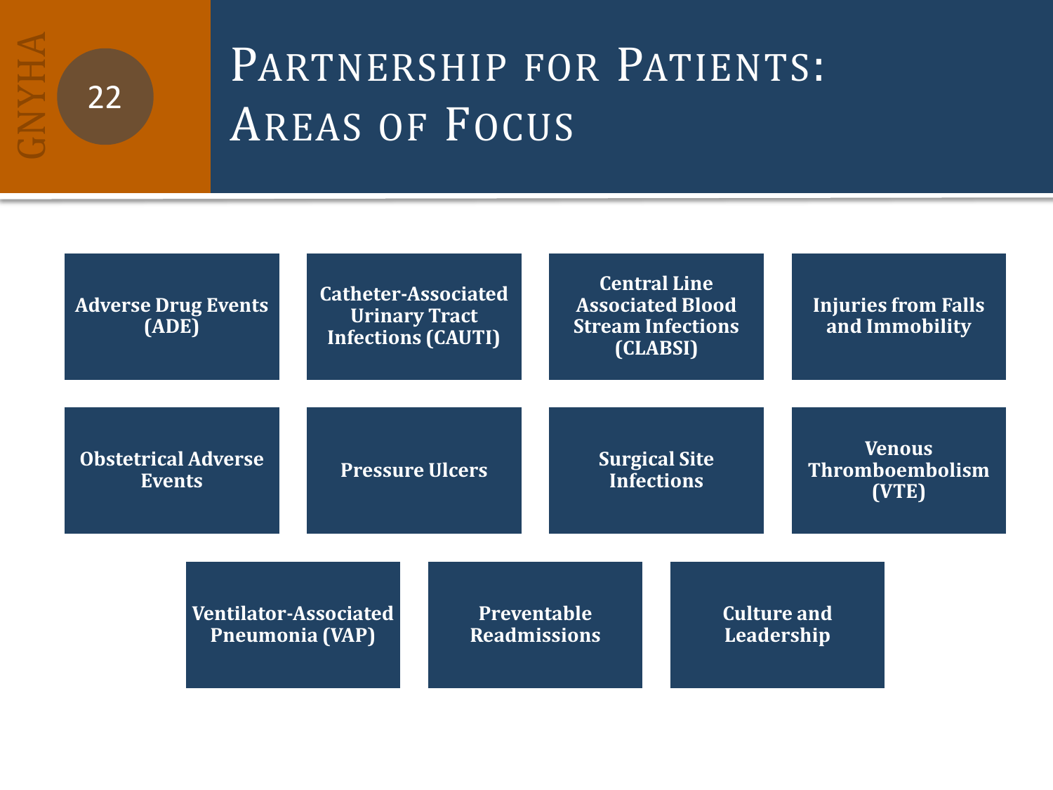# Partnership for Patients: Areas of Focus

- Adverse Drug Events (ADE)
- Catheter-Associated Urinary Tract Infections (CAUTI)
- Central Line Associated Blood Stream Infections (CLABSI)
- Injuries from Falls and Immobility
- Obstetrical Adverse Events
- Pressure Ulcers
- Surgical Site Infections
- Venous Thromboembolism (VTE)
- Ventilator-Associated Pneumonia (VAP)
- Preventable Readmissions
- Culture and Leadership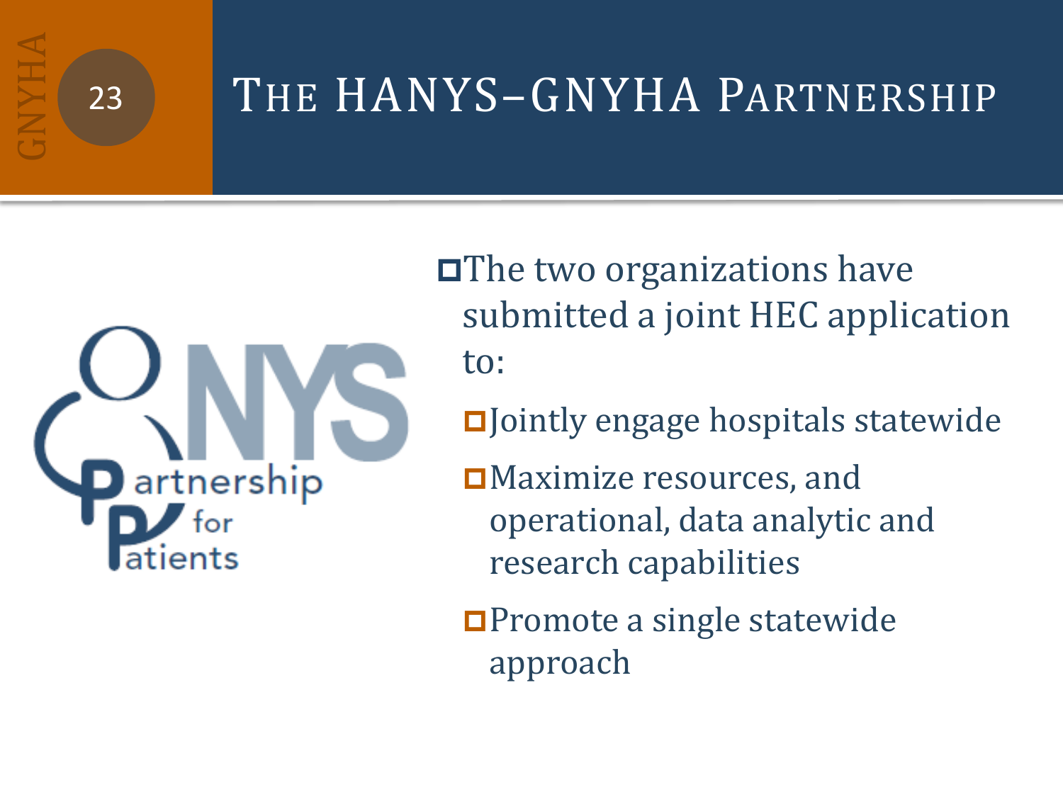# The HANYS–GNYHA Partnership

- The two organizations have submitted a joint HEC application to:
  - Jointly engage hospitals statewide
  - Maximize resources, and operational, data analytic and research capabilities
  - Promote a single statewide approach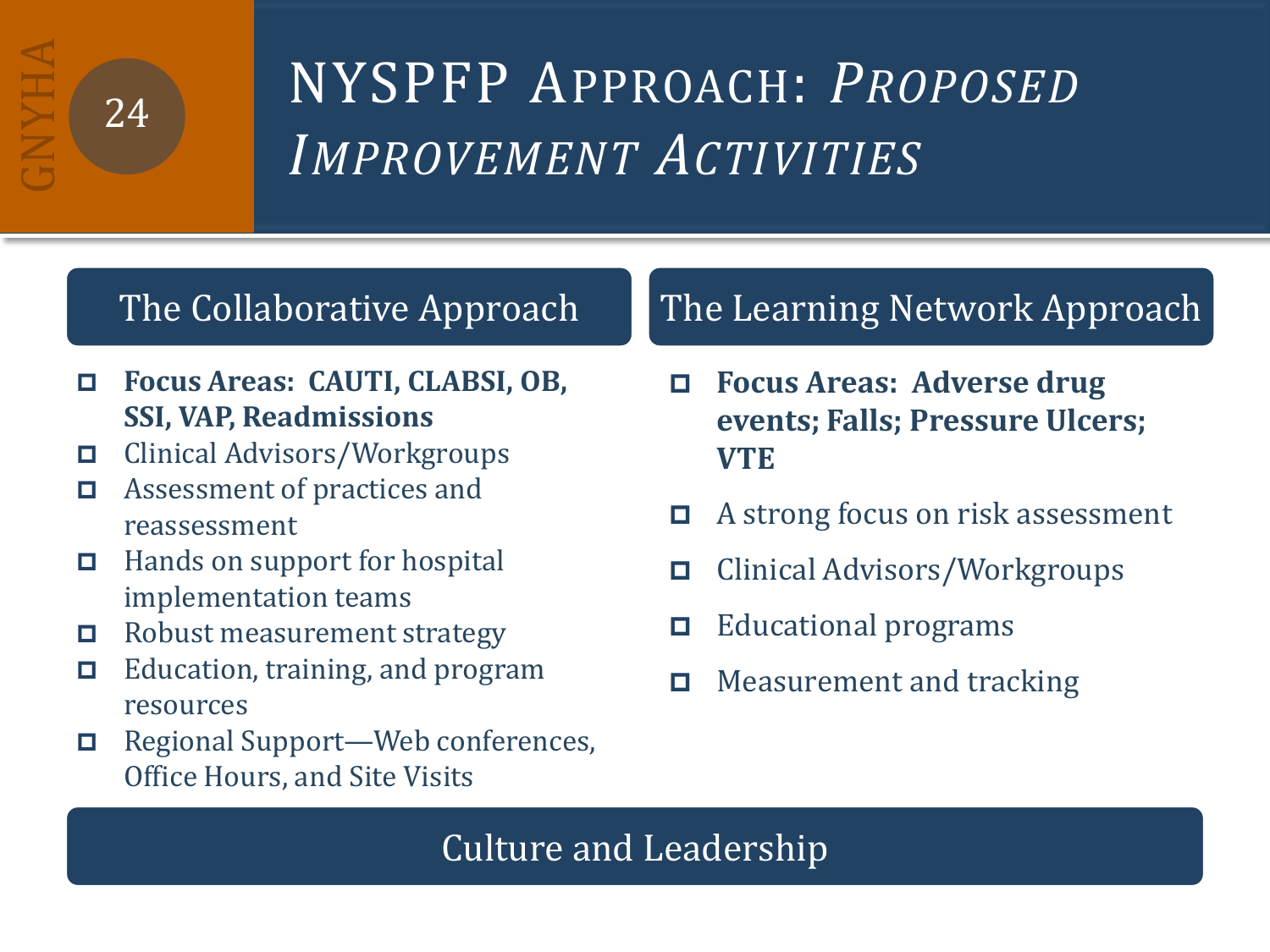# NYSPFP Approach: *Proposed Improvement Activities*

## The Collaborative Approach

- **Focus Areas: CAUTI, CLABSI, OB, SSI, VAP, Readmissions**
- Clinical Advisors/Workgroups
- Assessment of practices and reassessment
- Hands on support for hospital implementation teams
- Robust measurement strategy
- Education, training, and program resources
- Regional Support—Web conferences, Office Hours, and Site Visits

## The Learning Network Approach

- **Focus Areas: Adverse drug events; Falls; Pressure Ulcers; VTE**
- A strong focus on risk assessment
- Clinical Advisors/Workgroups
- Educational programs
- Measurement and tracking

## Culture and Leadership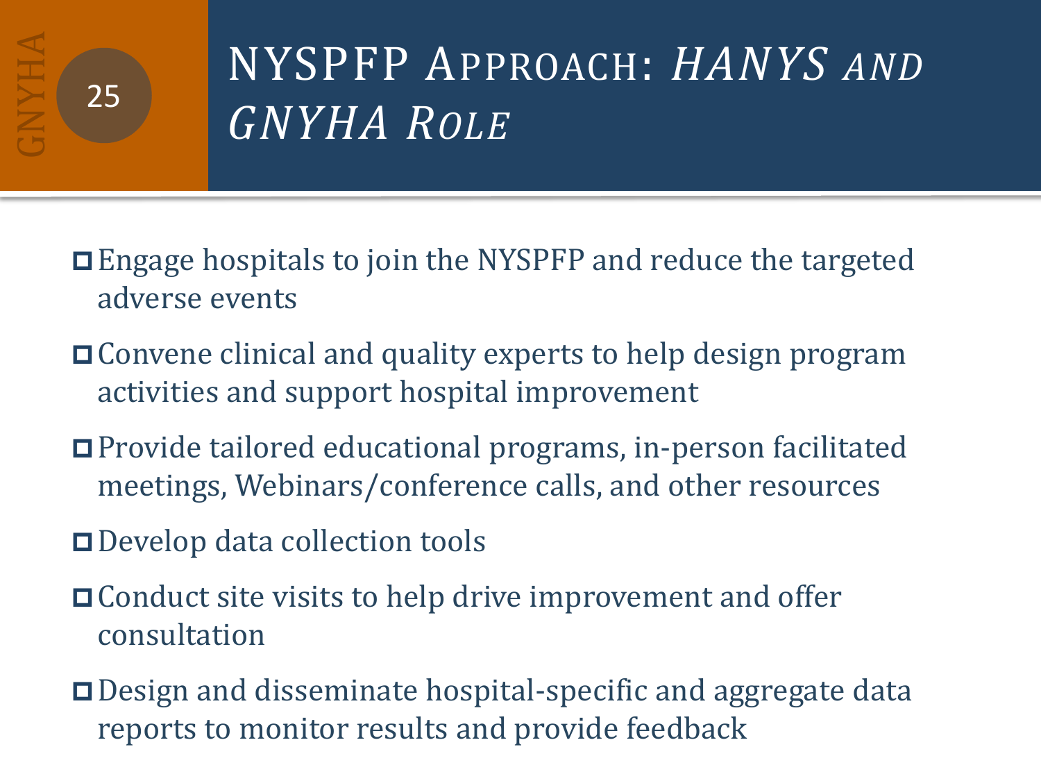# NYSPFP Approach: *HANYS and GNYHA Role*

- Engage hospitals to join the NYSPFP and reduce the targeted adverse events
- Convene clinical and quality experts to help design program activities and support hospital improvement
- Provide tailored educational programs, in-person facilitated meetings, Webinars/conference calls, and other resources
- Develop data collection tools
- Conduct site visits to help drive improvement and offer consultation
- Design and disseminate hospital-specific and aggregate data reports to monitor results and provide feedback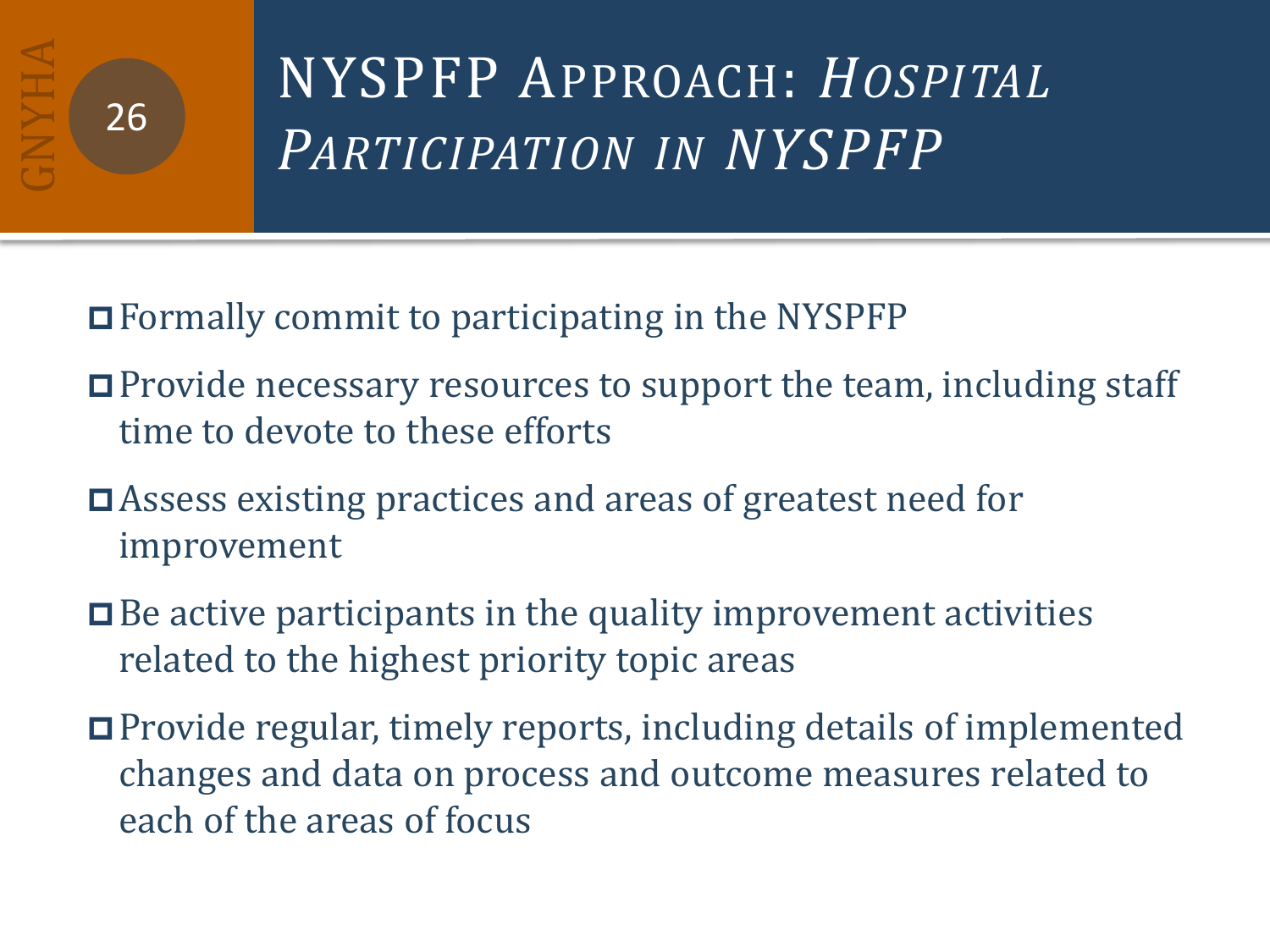# NYSPFP Approach: *Hospital Participation in NYSPFP*

- Formally commit to participating in the NYSPFP
- Provide necessary resources to support the team, including staff time to devote to these efforts
- Assess existing practices and areas of greatest need for improvement
- Be active participants in the quality improvement activities related to the highest priority topic areas
- Provide regular, timely reports, including details of implemented changes and data on process and outcome measures related to each of the areas of focus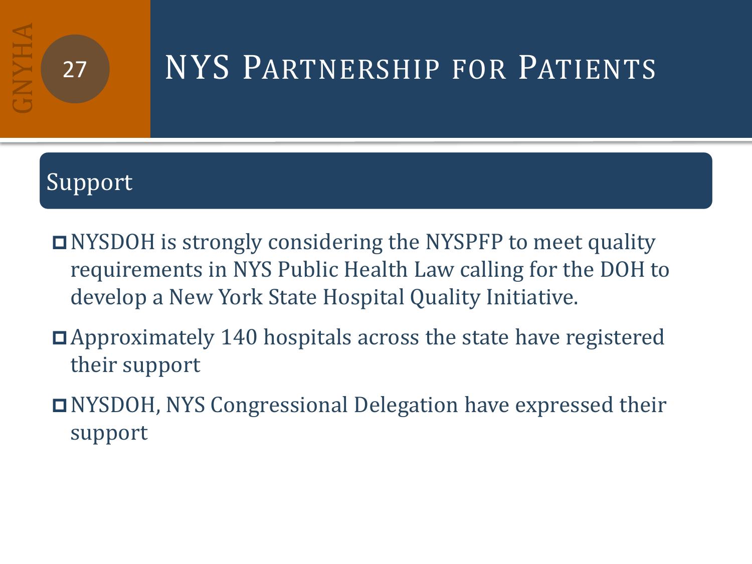# NYS Partnership for Patients

## Support

- NYSDOH is strongly considering the NYSPFP to meet quality requirements in NYS Public Health Law calling for the DOH to develop a New York State Hospital Quality Initiative.
- Approximately 140 hospitals across the state have registered their support
- NYSDOH, NYS Congressional Delegation have expressed their support